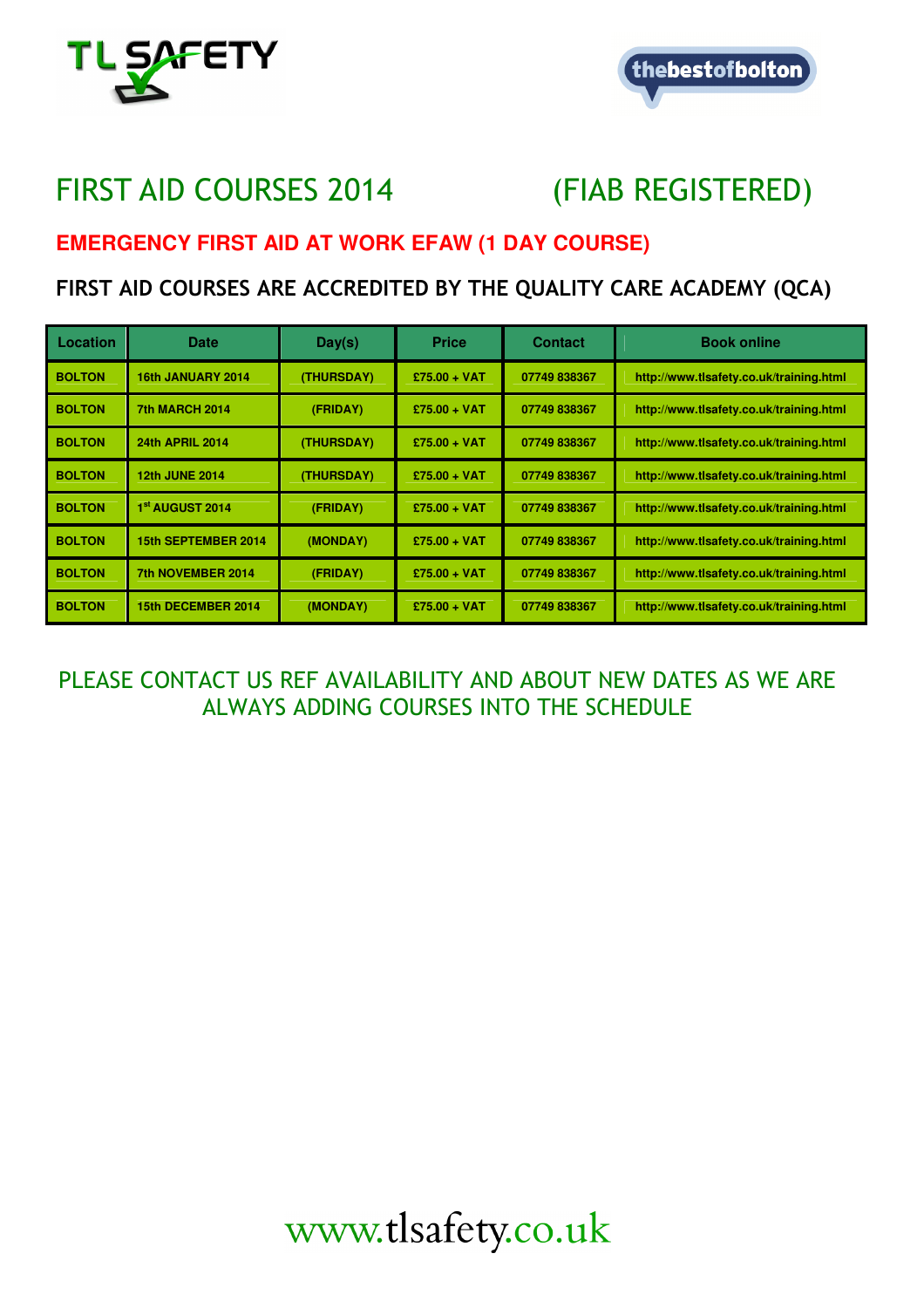TL SAFETY

thebestofbolton

# FIRST AID COURSES 2014 (FIAB REGISTERED)

## EMERGENCY FIRST AID AT WORK EFAW (1 DAY COURSE)

## FIRST AID COURSES ARE ACCREDITED BY THE QUALITY CARE ACADEMY (QCA)

| Location | Date | Day(s) | Price | Contact | Book online |
| --- | --- | --- | --- | --- | --- |
| BOLTON | 16th JANUARY 2014 | (THURSDAY) | £75.00 + VAT | 07749 838367 | http://www.tlsafety.co.uk/training.html |
| BOLTON | 7th MARCH 2014 | (FRIDAY) | £75.00 + VAT | 07749 838367 | http://www.tlsafety.co.uk/training.html |
| BOLTON | 24th APRIL 2014 | (THURSDAY) | £75.00 + VAT | 07749 838367 | http://www.tlsafety.co.uk/training.html |
| BOLTON | 12th JUNE 2014 | (THURSDAY) | £75.00 + VAT | 07749 838367 | http://www.tlsafety.co.uk/training.html |
| BOLTON | 1st AUGUST 2014 | (FRIDAY) | £75.00 + VAT | 07749 838367 | http://www.tlsafety.co.uk/training.html |
| BOLTON | 15th SEPTEMBER 2014 | (MONDAY) | £75.00 + VAT | 07749 838367 | http://www.tlsafety.co.uk/training.html |
| BOLTON | 7th NOVEMBER 2014 | (FRIDAY) | £75.00 + VAT | 07749 838367 | http://www.tlsafety.co.uk/training.html |
| BOLTON | 15th DECEMBER 2014 | (MONDAY) | £75.00 + VAT | 07749 838367 | http://www.tlsafety.co.uk/training.html |

PLEASE CONTACT US REF AVAILABILITY AND ABOUT NEW DATES AS WE ARE ALWAYS ADDING COURSES INTO THE SCHEDULE

www.tlsafety.co.uk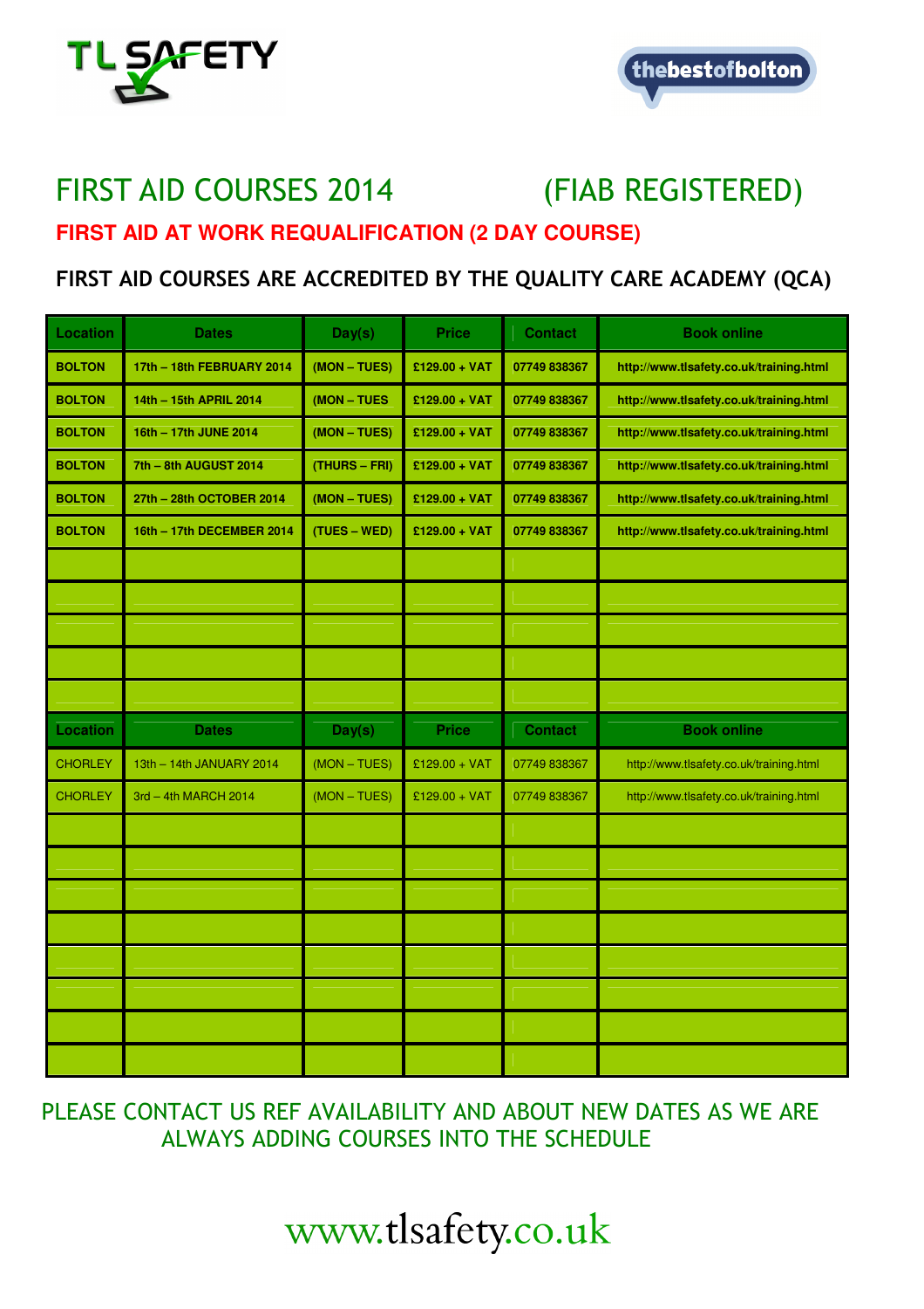TL SAFETY

thebestofbolton

# FIRST AID COURSES 2014 (FIAB REGISTERED)

## FIRST AID AT WORK REQUALIFICATION (2 DAY COURSE)

**FIRST AID COURSES ARE ACCREDITED BY THE QUALITY CARE ACADEMY (QCA)**

| Location | Dates | Day(s) | Price | Contact | Book online |
|---|---|---|---|---|---|
| **BOLTON** | **17th – 18th FEBRUARY 2014** | **(MON – TUES)** | **£129.00 + VAT** | **07749 838367** | **http://www.tlsafety.co.uk/training.html** |
| **BOLTON** | **14th – 15th APRIL 2014** | **(MON – TUES** | **£129.00 + VAT** | **07749 838367** | **http://www.tlsafety.co.uk/training.html** |
| **BOLTON** | **16th – 17th JUNE 2014** | **(MON – TUES)** | **£129.00 + VAT** | **07749 838367** | **http://www.tlsafety.co.uk/training.html** |
| **BOLTON** | **7th – 8th AUGUST 2014** | **(THURS – FRI)** | **£129.00 + VAT** | **07749 838367** | **http://www.tlsafety.co.uk/training.html** |
| **BOLTON** | **27th – 28th OCTOBER 2014** | **(MON – TUES)** | **£129.00 + VAT** | **07749 838367** | **http://www.tlsafety.co.uk/training.html** |
| **BOLTON** | **16th – 17th DECEMBER 2014** | **(TUES – WED)** | **£129.00 + VAT** | **07749 838367** | **http://www.tlsafety.co.uk/training.html** |

| Location | Dates | Day(s) | Price | Contact | Book online |
|---|---|---|---|---|---|
| CHORLEY | 13th – 14th JANUARY 2014 | (MON – TUES) | £129.00 + VAT | 07749 838367 | http://www.tlsafety.co.uk/training.html |
| CHORLEY | 3rd – 4th MARCH 2014 | (MON – TUES) | £129.00 + VAT | 07749 838367 | http://www.tlsafety.co.uk/training.html |

PLEASE CONTACT US REF AVAILABILITY AND ABOUT NEW DATES AS WE ARE ALWAYS ADDING COURSES INTO THE SCHEDULE

www.tlsafety.co.uk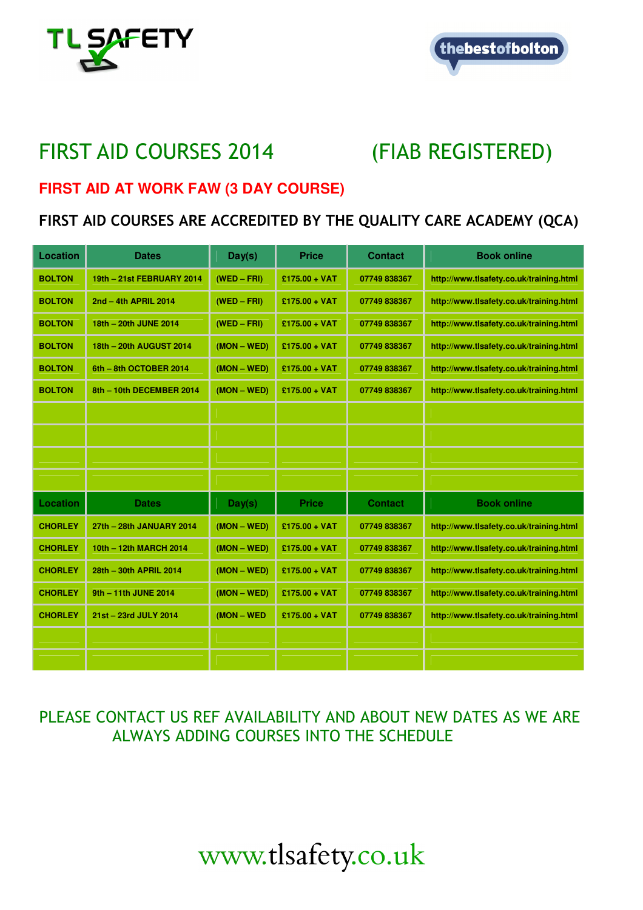TL SAFETY

thebestofbolton

# FIRST AID COURSES 2014 (FIAB REGISTERED)

## FIRST AID AT WORK FAW (3 DAY COURSE)

### FIRST AID COURSES ARE ACCREDITED BY THE QUALITY CARE ACADEMY (QCA)

| Location | Dates | Day(s) | Price | Contact | Book online |
|---|---|---|---|---|---|
| BOLTON | 19th – 21st FEBRUARY 2014 | (WED – FRI) | £175.00 + VAT | 07749 838367 | http://www.tlsafety.co.uk/training.html |
| BOLTON | 2nd – 4th APRIL 2014 | (WED – FRI) | £175.00 + VAT | 07749 838367 | http://www.tlsafety.co.uk/training.html |
| BOLTON | 18th – 20th JUNE 2014 | (WED – FRI) | £175.00 + VAT | 07749 838367 | http://www.tlsafety.co.uk/training.html |
| BOLTON | 18th – 20th AUGUST 2014 | (MON – WED) | £175.00 + VAT | 07749 838367 | http://www.tlsafety.co.uk/training.html |
| BOLTON | 6th – 8th OCTOBER 2014 | (MON – WED) | £175.00 + VAT | 07749 838367 | http://www.tlsafety.co.uk/training.html |
| BOLTON | 8th – 10th DECEMBER 2014 | (MON – WED) | £175.00 + VAT | 07749 838367 | http://www.tlsafety.co.uk/training.html |
| | | | | | |
| | | | | | |
| | | | | | |
| | | | | | |

| Location | Dates | Day(s) | Price | Contact | Book online |
|---|---|---|---|---|---|
| CHORLEY | 27th – 28th JANUARY 2014 | (MON – WED) | £175.00 + VAT | 07749 838367 | http://www.tlsafety.co.uk/training.html |
| CHORLEY | 10th – 12th MARCH 2014 | (MON – WED) | £175.00 + VAT | 07749 838367 | http://www.tlsafety.co.uk/training.html |
| CHORLEY | 28th – 30th APRIL 2014 | (MON – WED) | £175.00 + VAT | 07749 838367 | http://www.tlsafety.co.uk/training.html |
| CHORLEY | 9th – 11th JUNE 2014 | (MON – WED) | £175.00 + VAT | 07749 838367 | http://www.tlsafety.co.uk/training.html |
| CHORLEY | 21st – 23rd JULY 2014 | (MON – WED | £175.00 + VAT | 07749 838367 | http://www.tlsafety.co.uk/training.html |
| | | | | | |
| | | | | | |

PLEASE CONTACT US REF AVAILABILITY AND ABOUT NEW DATES AS WE ARE ALWAYS ADDING COURSES INTO THE SCHEDULE

www.tlsafety.co.uk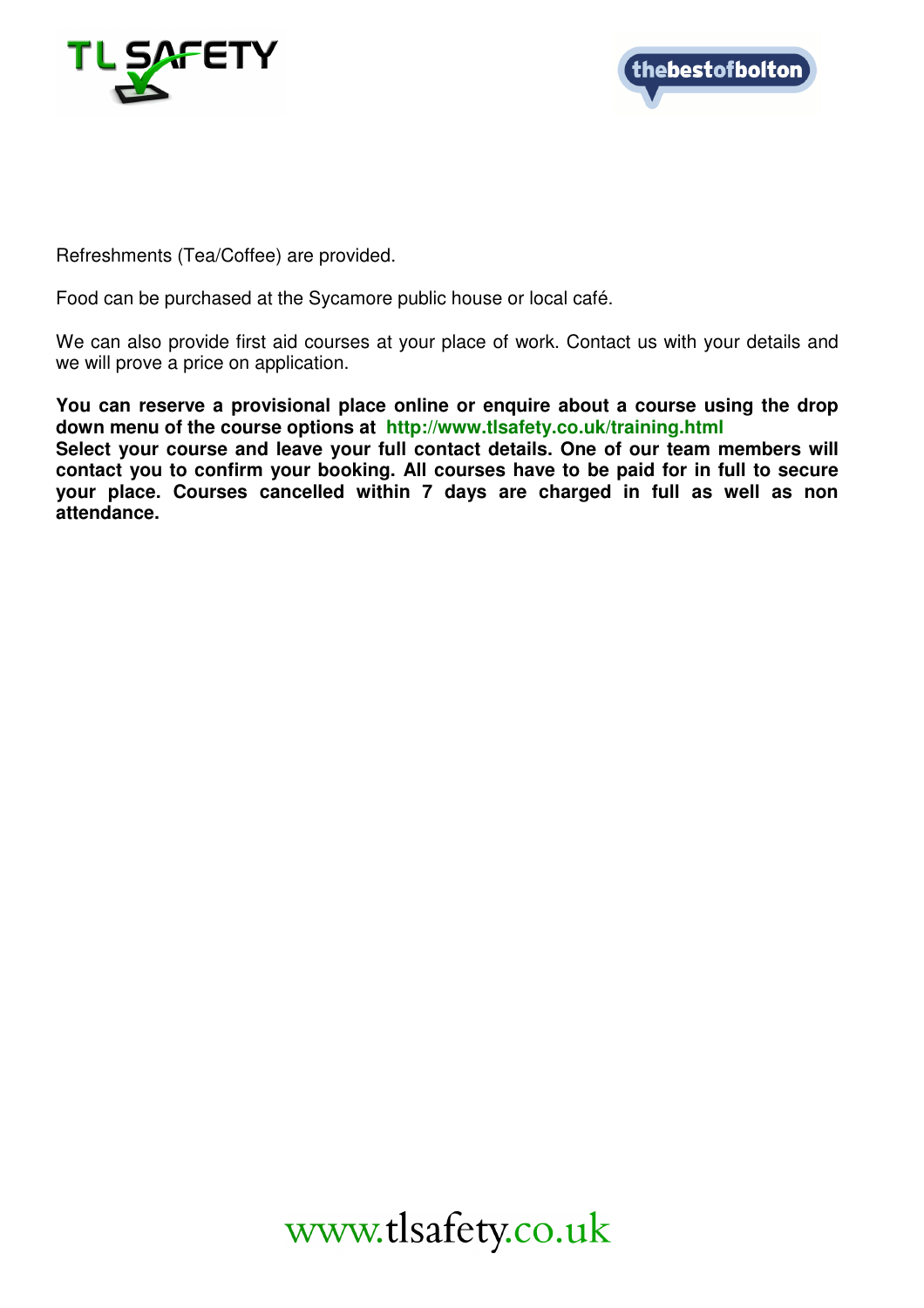Refreshments (Tea/Coffee) are provided.

Food can be purchased at the Sycamore public house or local café.

We can also provide first aid courses at your place of work. Contact us with your details and we will prove a price on application.

**You can reserve a provisional place online or enquire about a course using the drop down menu of the course options at http://www.tlsafety.co.uk/training.html**
**Select your course and leave your full contact details. One of our team members will contact you to confirm your booking. All courses have to be paid for in full to secure your place. Courses cancelled within 7 days are charged in full as well as non attendance.**